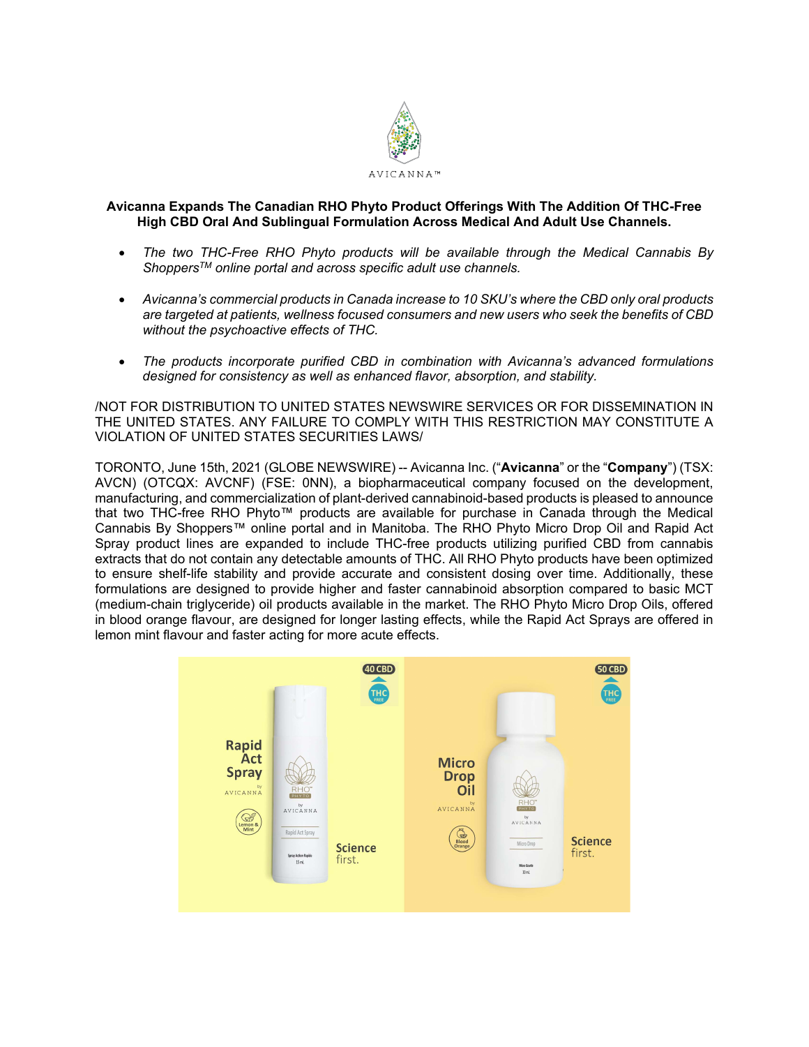AVICANNA™

**Avicanna Expands The Canadian RHO Phyto Product Offerings With The Addition Of THC-Free High CBD Oral And Sublingual Formulation Across Medical And Adult Use Channels.**

- *The two THC-Free RHO Phyto products will be available through the Medical Cannabis By Shoppers™ online portal and across specific adult use channels.*
- *Avicanna's commercial products in Canada increase to 10 SKU's where the CBD only oral products are targeted at patients, wellness focused consumers and new users who seek the benefits of CBD without the psychoactive effects of THC.*
- *The products incorporate purified CBD in combination with Avicanna's advanced formulations designed for consistency as well as enhanced flavor, absorption, and stability.*

/NOT FOR DISTRIBUTION TO UNITED STATES NEWSWIRE SERVICES OR FOR DISSEMINATION IN THE UNITED STATES. ANY FAILURE TO COMPLY WITH THIS RESTRICTION MAY CONSTITUTE A VIOLATION OF UNITED STATES SECURITIES LAWS/

TORONTO, June 15th, 2021 (GLOBE NEWSWIRE) -- Avicanna Inc. ("**Avicanna**" or the "**Company**") (TSX: AVCN) (OTCQX: AVCNF) (FSE: 0NN), a biopharmaceutical company focused on the development, manufacturing, and commercialization of plant-derived cannabinoid-based products is pleased to announce that two THC-free RHO Phyto™ products are available for purchase in Canada through the Medical Cannabis By Shoppers™ online portal and in Manitoba. The RHO Phyto Micro Drop Oil and Rapid Act Spray product lines are expanded to include THC-free products utilizing purified CBD from cannabis extracts that do not contain any detectable amounts of THC. All RHO Phyto products have been optimized to ensure shelf-life stability and provide accurate and consistent dosing over time. Additionally, these formulations are designed to provide higher and faster cannabinoid absorption compared to basic MCT (medium-chain triglyceride) oil products available in the market. The RHO Phyto Micro Drop Oils, offered in blood orange flavour, are designed for longer lasting effects, while the Rapid Act Sprays are offered in lemon mint flavour and faster acting for more acute effects.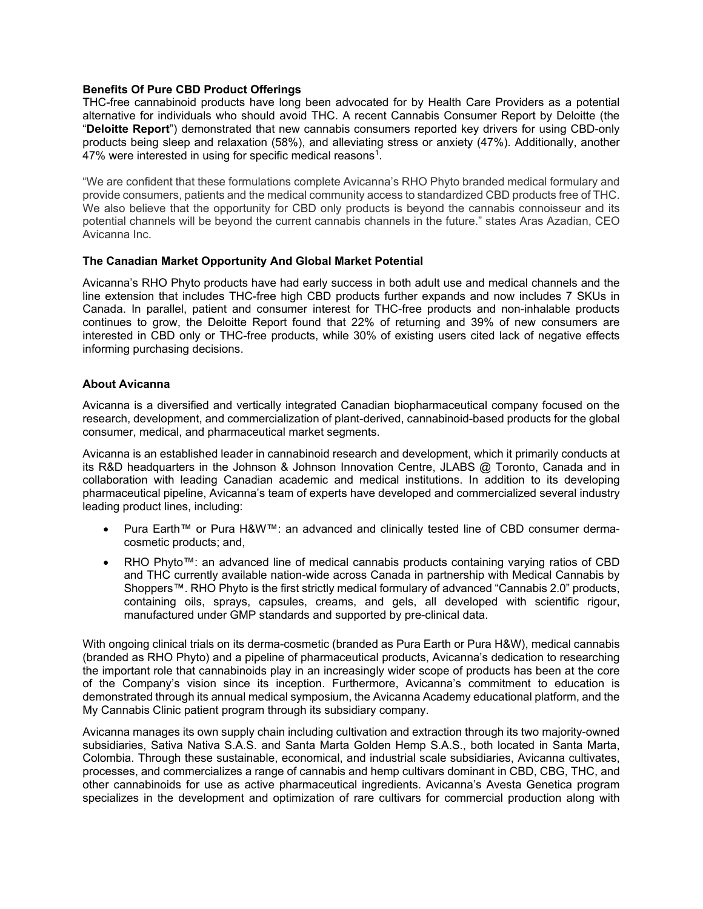**Benefits Of Pure CBD Product Offerings**

THC-free cannabinoid products have long been advocated for by Health Care Providers as a potential alternative for individuals who should avoid THC. A recent Cannabis Consumer Report by Deloitte (the "**Deloitte Report**") demonstrated that new cannabis consumers reported key drivers for using CBD-only products being sleep and relaxation (58%), and alleviating stress or anxiety (47%). Additionally, another 47% were interested in using for specific medical reasons[1].

"We are confident that these formulations complete Avicanna's RHO Phyto branded medical formulary and provide consumers, patients and the medical community access to standardized CBD products free of THC. We also believe that the opportunity for CBD only products is beyond the cannabis connoisseur and its potential channels will be beyond the current cannabis channels in the future." states Aras Azadian, CEO Avicanna Inc.

**The Canadian Market Opportunity And Global Market Potential**

Avicanna's RHO Phyto products have had early success in both adult use and medical channels and the line extension that includes THC-free high CBD products further expands and now includes 7 SKUs in Canada. In parallel, patient and consumer interest for THC-free products and non-inhalable products continues to grow, the Deloitte Report found that 22% of returning and 39% of new consumers are interested in CBD only or THC-free products, while 30% of existing users cited lack of negative effects informing purchasing decisions.

**About Avicanna**

Avicanna is a diversified and vertically integrated Canadian biopharmaceutical company focused on the research, development, and commercialization of plant-derived, cannabinoid-based products for the global consumer, medical, and pharmaceutical market segments.

Avicanna is an established leader in cannabinoid research and development, which it primarily conducts at its R&D headquarters in the Johnson & Johnson Innovation Centre, JLABS @ Toronto, Canada and in collaboration with leading Canadian academic and medical institutions. In addition to its developing pharmaceutical pipeline, Avicanna's team of experts have developed and commercialized several industry leading product lines, including:

- Pura Earth™ or Pura H&W™: an advanced and clinically tested line of CBD consumer derma-cosmetic products; and,
- RHO Phyto™: an advanced line of medical cannabis products containing varying ratios of CBD and THC currently available nation-wide across Canada in partnership with Medical Cannabis by Shoppers™. RHO Phyto is the first strictly medical formulary of advanced "Cannabis 2.0" products, containing oils, sprays, capsules, creams, and gels, all developed with scientific rigour, manufactured under GMP standards and supported by pre-clinical data.

With ongoing clinical trials on its derma-cosmetic (branded as Pura Earth or Pura H&W), medical cannabis (branded as RHO Phyto) and a pipeline of pharmaceutical products, Avicanna's dedication to researching the important role that cannabinoids play in an increasingly wider scope of products has been at the core of the Company's vision since its inception. Furthermore, Avicanna's commitment to education is demonstrated through its annual medical symposium, the Avicanna Academy educational platform, and the My Cannabis Clinic patient program through its subsidiary company.

Avicanna manages its own supply chain including cultivation and extraction through its two majority-owned subsidiaries, Sativa Nativa S.A.S. and Santa Marta Golden Hemp S.A.S., both located in Santa Marta, Colombia. Through these sustainable, economical, and industrial scale subsidiaries, Avicanna cultivates, processes, and commercializes a range of cannabis and hemp cultivars dominant in CBD, CBG, THC, and other cannabinoids for use as active pharmaceutical ingredients. Avicanna's Avesta Genetica program specializes in the development and optimization of rare cultivars for commercial production along with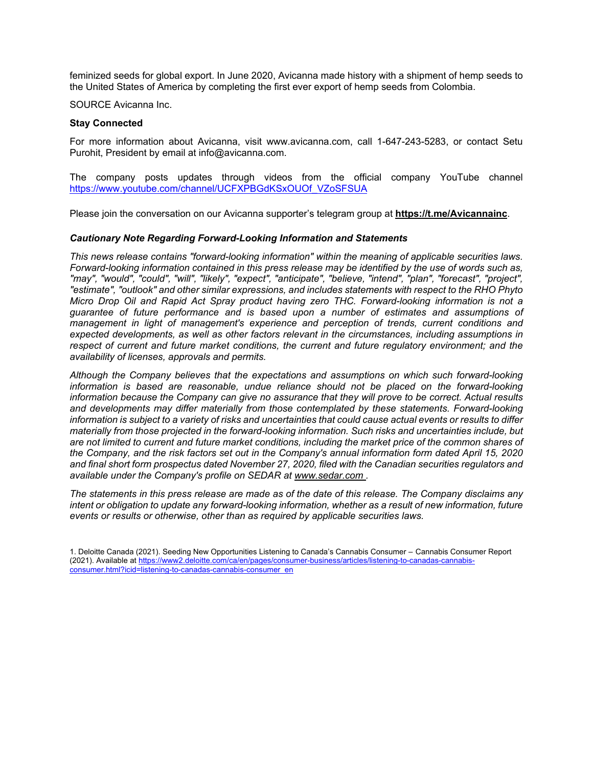feminized seeds for global export. In June 2020, Avicanna made history with a shipment of hemp seeds to the United States of America by completing the first ever export of hemp seeds from Colombia.

SOURCE Avicanna Inc.

**Stay Connected**

For more information about Avicanna, visit www.avicanna.com, call 1-647-243-5283, or contact Setu Purohit, President by email at info@avicanna.com.

The company posts updates through videos from the official company YouTube channel https://www.youtube.com/channel/UCFXPBGdKSxOUOf_VZoSFSUA

Please join the conversation on our Avicanna supporter's telegram group at **https://t.me/Avicannainc**.

***Cautionary Note Regarding Forward-Looking Information and Statements***

*This news release contains "forward-looking information" within the meaning of applicable securities laws. Forward-looking information contained in this press release may be identified by the use of words such as, "may", "would", "could", "will", "likely", "expect", "anticipate", "believe, "intend", "plan", "forecast", "project", "estimate", "outlook" and other similar expressions, and includes statements with respect to the RHO Phyto Micro Drop Oil and Rapid Act Spray product having zero THC. Forward-looking information is not a guarantee of future performance and is based upon a number of estimates and assumptions of management in light of management's experience and perception of trends, current conditions and expected developments, as well as other factors relevant in the circumstances, including assumptions in respect of current and future market conditions, the current and future regulatory environment; and the availability of licenses, approvals and permits.*

*Although the Company believes that the expectations and assumptions on which such forward-looking information is based are reasonable, undue reliance should not be placed on the forward-looking information because the Company can give no assurance that they will prove to be correct. Actual results and developments may differ materially from those contemplated by these statements. Forward-looking information is subject to a variety of risks and uncertainties that could cause actual events or results to differ materially from those projected in the forward-looking information. Such risks and uncertainties include, but are not limited to current and future market conditions, including the market price of the common shares of the Company, and the risk factors set out in the Company's annual information form dated April 15, 2020 and final short form prospectus dated November 27, 2020, filed with the Canadian securities regulators and available under the Company's profile on SEDAR at www.sedar.com .*

*The statements in this press release are made as of the date of this release. The Company disclaims any intent or obligation to update any forward-looking information, whether as a result of new information, future events or results or otherwise, other than as required by applicable securities laws.*

1. Deloitte Canada (2021). Seeding New Opportunities Listening to Canada's Cannabis Consumer – Cannabis Consumer Report (2021). Available at https://www2.deloitte.com/ca/en/pages/consumer-business/articles/listening-to-canadas-cannabis-consumer.html?icid=listening-to-canadas-cannabis-consumer_en